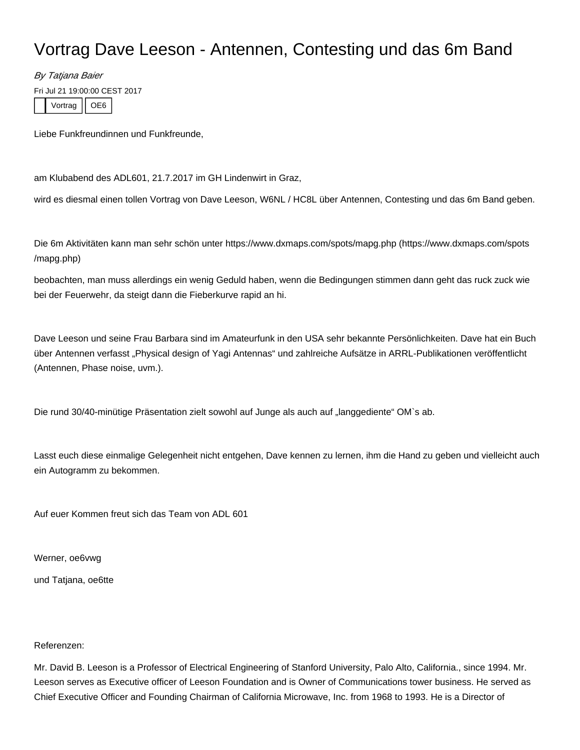# Vortrag Dave Leeson - Antennen, Contesting und das 6m Band

*By Tatjana Baier*

Fri Jul 21 19:00:00 CEST 2017

Vortrag | OE6

Liebe Funkfreundinnen und Funkfreunde,

am Klubabend des ADL601, 21.7.2017 im GH Lindenwirt in Graz,

wird es diesmal einen tollen Vortrag von Dave Leeson, W6NL / HC8L über Antennen, Contesting und das 6m Band geben.

Die 6m Aktivitäten kann man sehr schön unter https://www.dxmaps.com/spots/mapg.php (https://www.dxmaps.com/spots/mapg.php)

beobachten, man muss allerdings ein wenig Geduld haben, wenn die Bedingungen stimmen dann geht das ruck zuck wie bei der Feuerwehr, da steigt dann die Fieberkurve rapid an hi.

Dave Leeson und seine Frau Barbara sind im Amateurfunk in den USA sehr bekannte Persönlichkeiten. Dave hat ein Buch über Antennen verfasst „Physical design of Yagi Antennas" und zahlreiche Aufsätze in ARRL-Publikationen veröffentlicht (Antennen, Phase noise, uvm.).

Die rund 30/40-minütige Präsentation zielt sowohl auf Junge als auch auf „langgediente" OM`s ab.

Lasst euch diese einmalige Gelegenheit nicht entgehen, Dave kennen zu lernen, ihm die Hand zu geben und vielleicht auch ein Autogramm zu bekommen.

Auf euer Kommen freut sich das Team von ADL 601

Werner, oe6vwg

und Tatjana, oe6tte

Referenzen:

Mr. David B. Leeson is a Professor of Electrical Engineering of Stanford University, Palo Alto, California., since 1994. Mr. Leeson serves as Executive officer of Leeson Foundation and is Owner of Communications tower business. He served as Chief Executive Officer and Founding Chairman of California Microwave, Inc. from 1968 to 1993. He is a Director of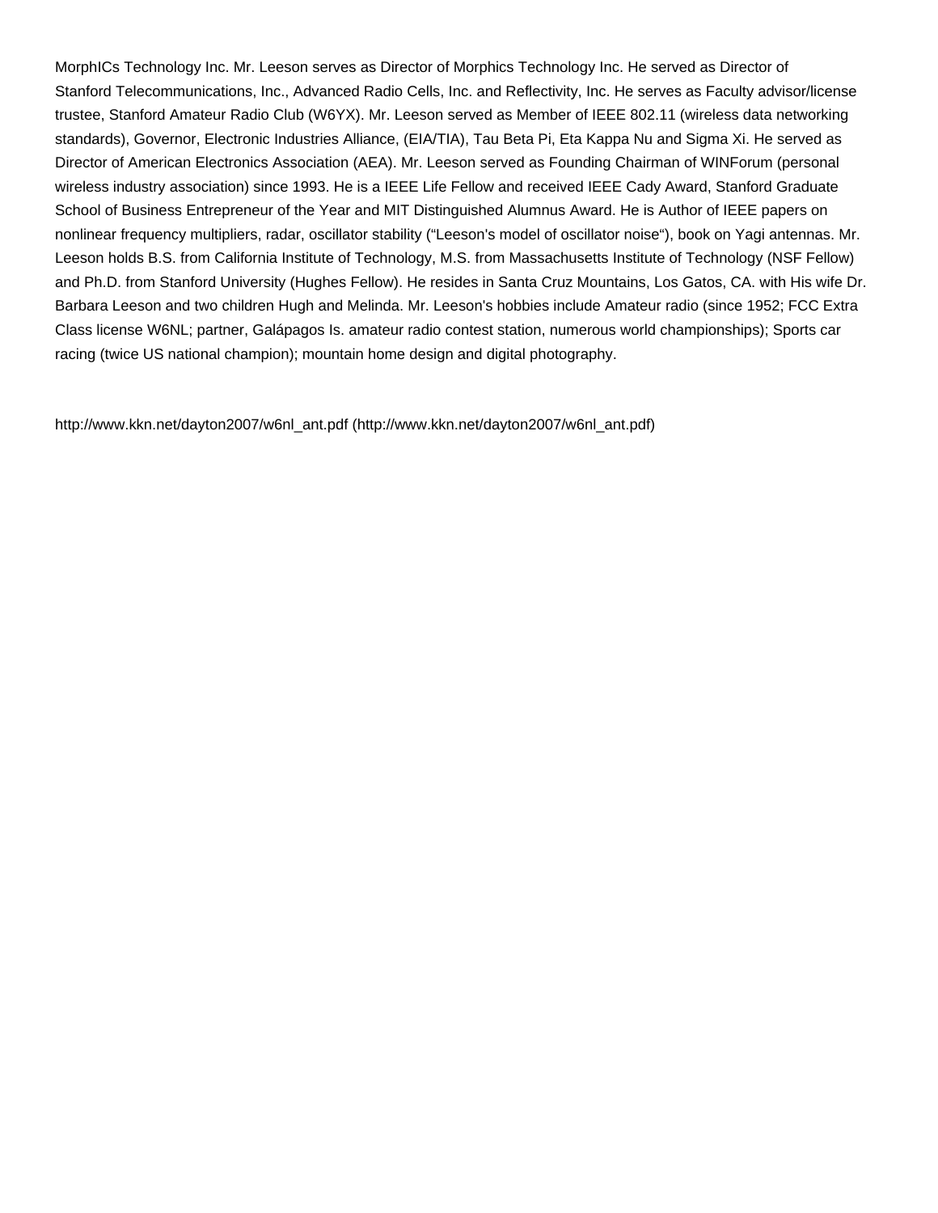MorphICs Technology Inc. Mr. Leeson serves as Director of Morphics Technology Inc. He served as Director of Stanford Telecommunications, Inc., Advanced Radio Cells, Inc. and Reflectivity, Inc. He serves as Faculty advisor/license trustee, Stanford Amateur Radio Club (W6YX). Mr. Leeson served as Member of IEEE 802.11 (wireless data networking standards), Governor, Electronic Industries Alliance, (EIA/TIA), Tau Beta Pi, Eta Kappa Nu and Sigma Xi. He served as Director of American Electronics Association (AEA). Mr. Leeson served as Founding Chairman of WINForum (personal wireless industry association) since 1993. He is a IEEE Life Fellow and received IEEE Cady Award, Stanford Graduate School of Business Entrepreneur of the Year and MIT Distinguished Alumnus Award. He is Author of IEEE papers on nonlinear frequency multipliers, radar, oscillator stability ("Leeson's model of oscillator noise"), book on Yagi antennas. Mr. Leeson holds B.S. from California Institute of Technology, M.S. from Massachusetts Institute of Technology (NSF Fellow) and Ph.D. from Stanford University (Hughes Fellow). He resides in Santa Cruz Mountains, Los Gatos, CA. with His wife Dr. Barbara Leeson and two children Hugh and Melinda. Mr. Leeson's hobbies include Amateur radio (since 1952; FCC Extra Class license W6NL; partner, Galápagos Is. amateur radio contest station, numerous world championships); Sports car racing (twice US national champion); mountain home design and digital photography.

http://www.kkn.net/dayton2007/w6nl_ant.pdf (http://www.kkn.net/dayton2007/w6nl_ant.pdf)